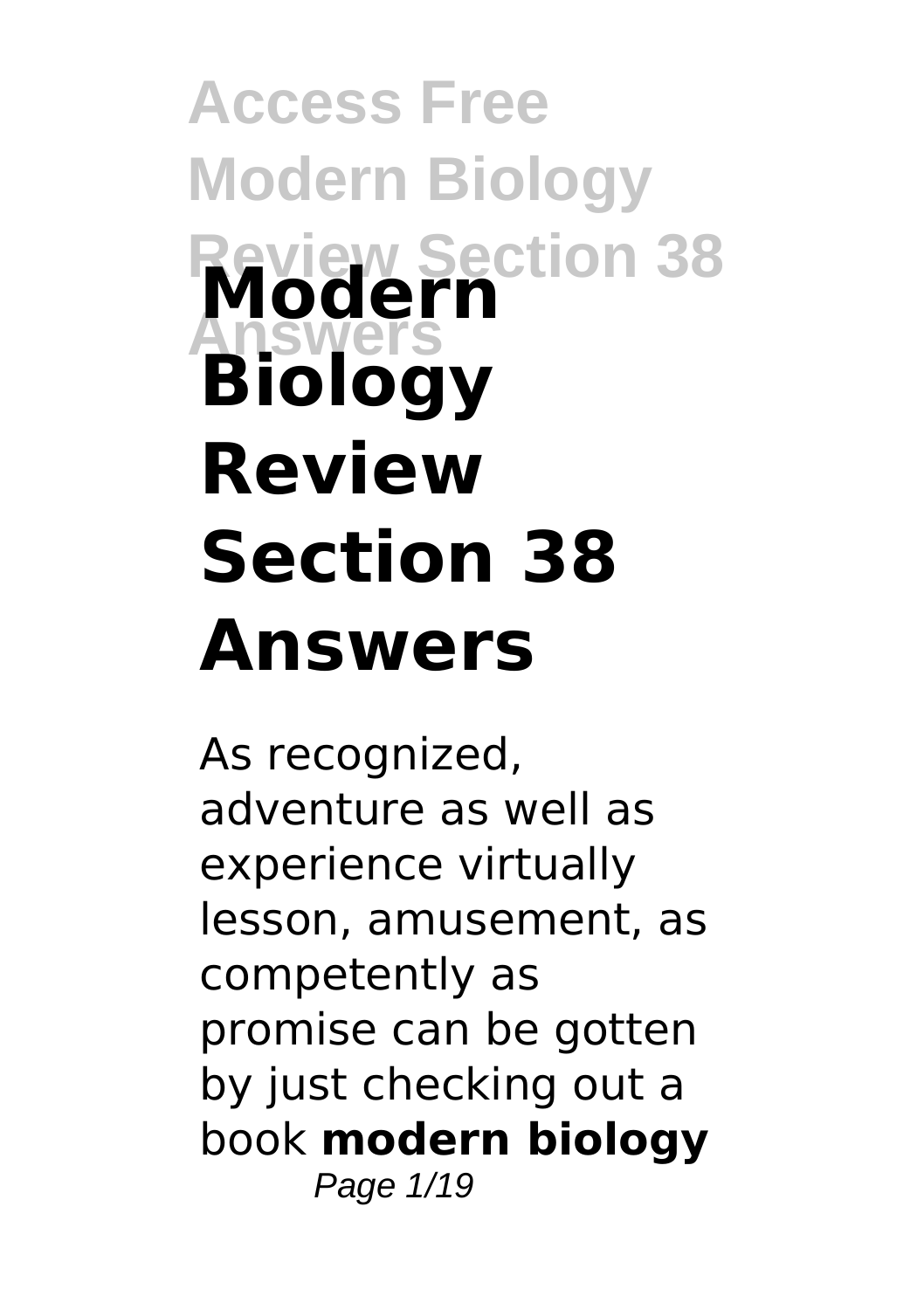# Modern Biology Review Section 38 Answers

As recognized, adventure as well as experience virtually lesson, amusement, as competently as promise can be gotten by just checking out a book **modern biology**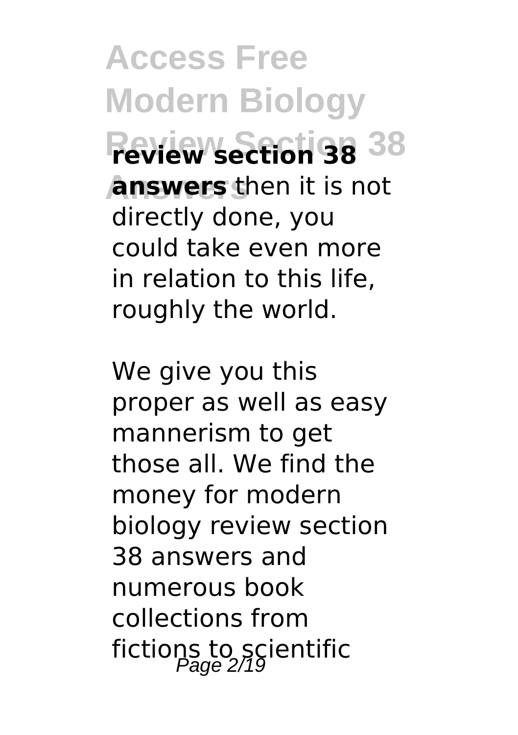**review section 38 answers** then it is not directly done, you could take even more in relation to this life, roughly the world.

We give you this proper as well as easy mannerism to get those all. We find the money for modern biology review section 38 answers and numerous book collections from fictions to scientific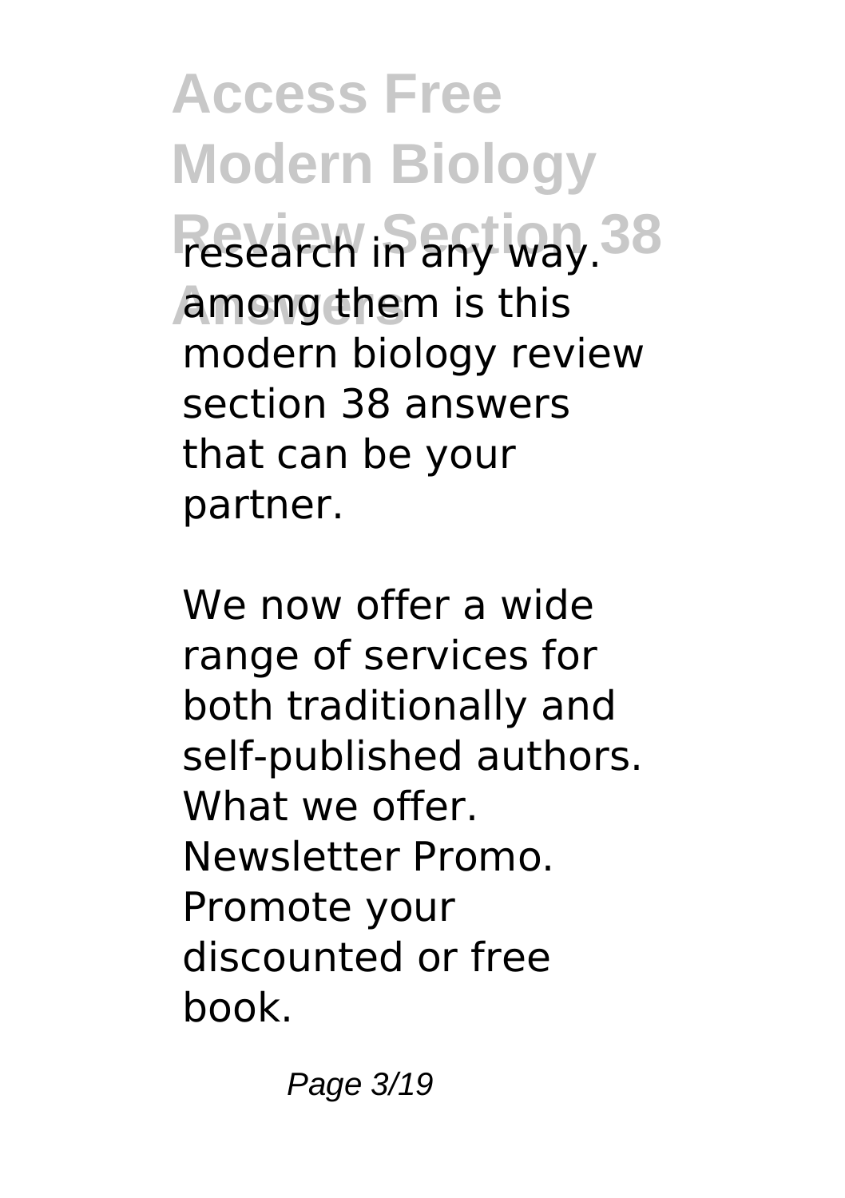research in any way. among them is this modern biology review section 38 answers that can be your partner.

We now offer a wide range of services for both traditionally and self-published authors. What we offer. Newsletter Promo. Promote your discounted or free book.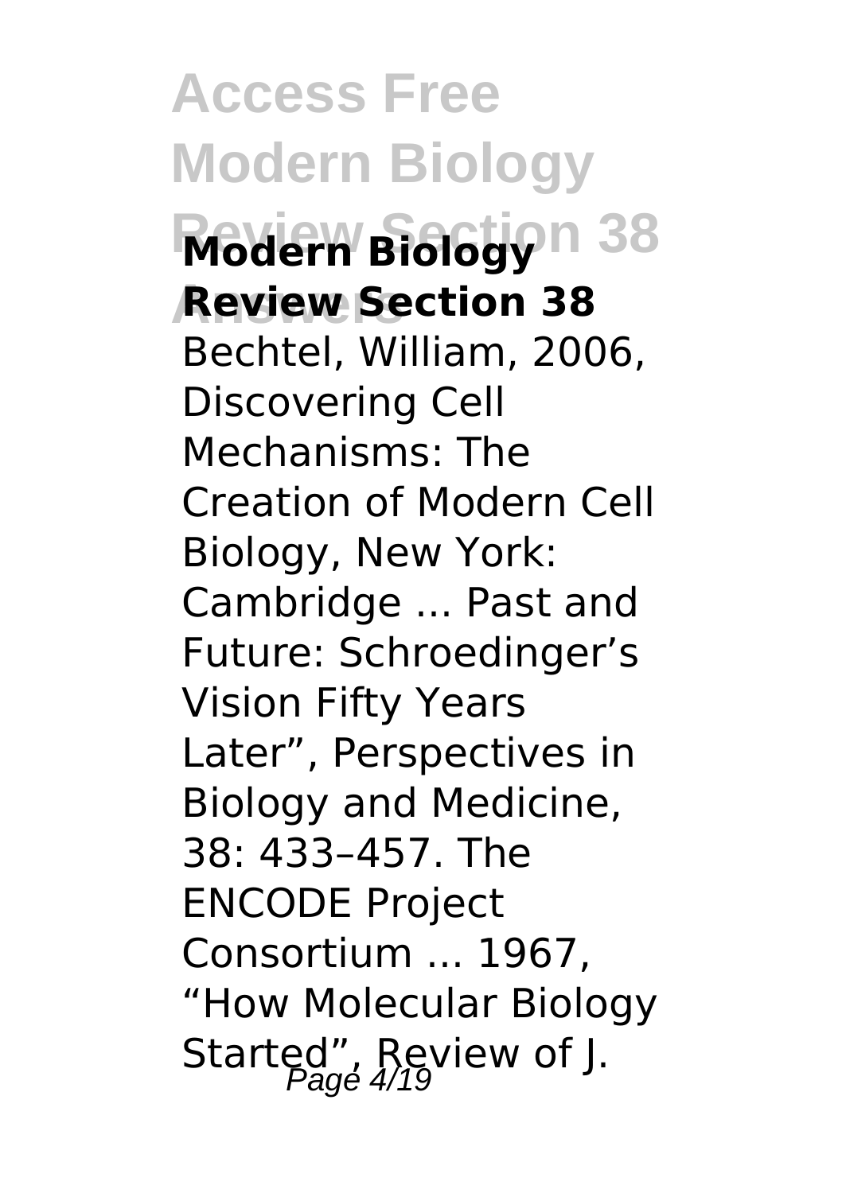**Modern Biology Review Section 38**

Bechtel, William, 2006, Discovering Cell Mechanisms: The Creation of Modern Cell Biology, New York: Cambridge ... Past and Future: Schroedinger's Vision Fifty Years Later", Perspectives in Biology and Medicine, 38: 433–457. The ENCODE Project Consortium ... 1967, "How Molecular Biology Started", Review of J.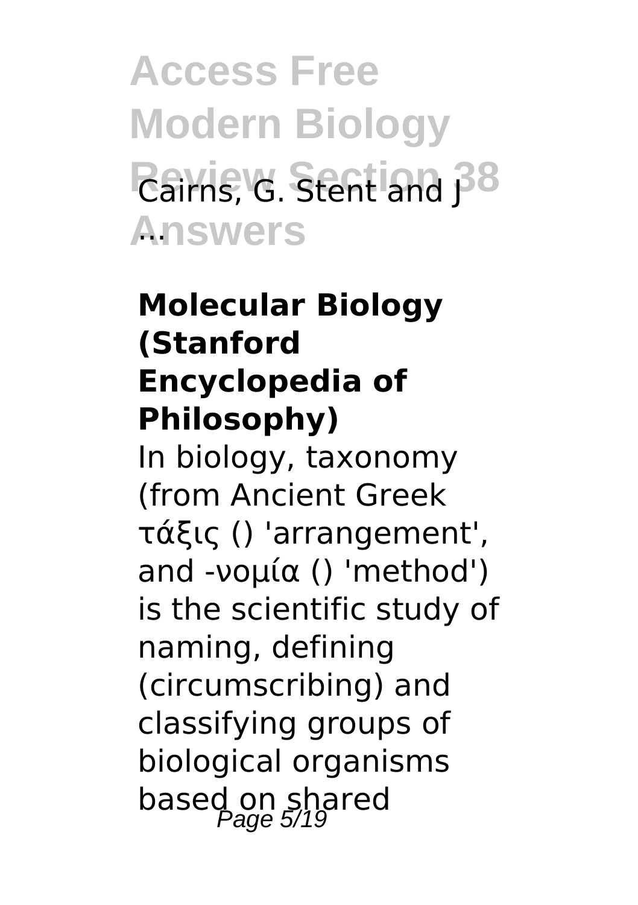Cairns, G. Stent and J ...

**Molecular Biology (Stanford Encyclopedia of Philosophy)**

In biology, taxonomy (from Ancient Greek τάξις () 'arrangement', and -νομία () 'method') is the scientific study of naming, defining (circumscribing) and classifying groups of biological organisms based on shared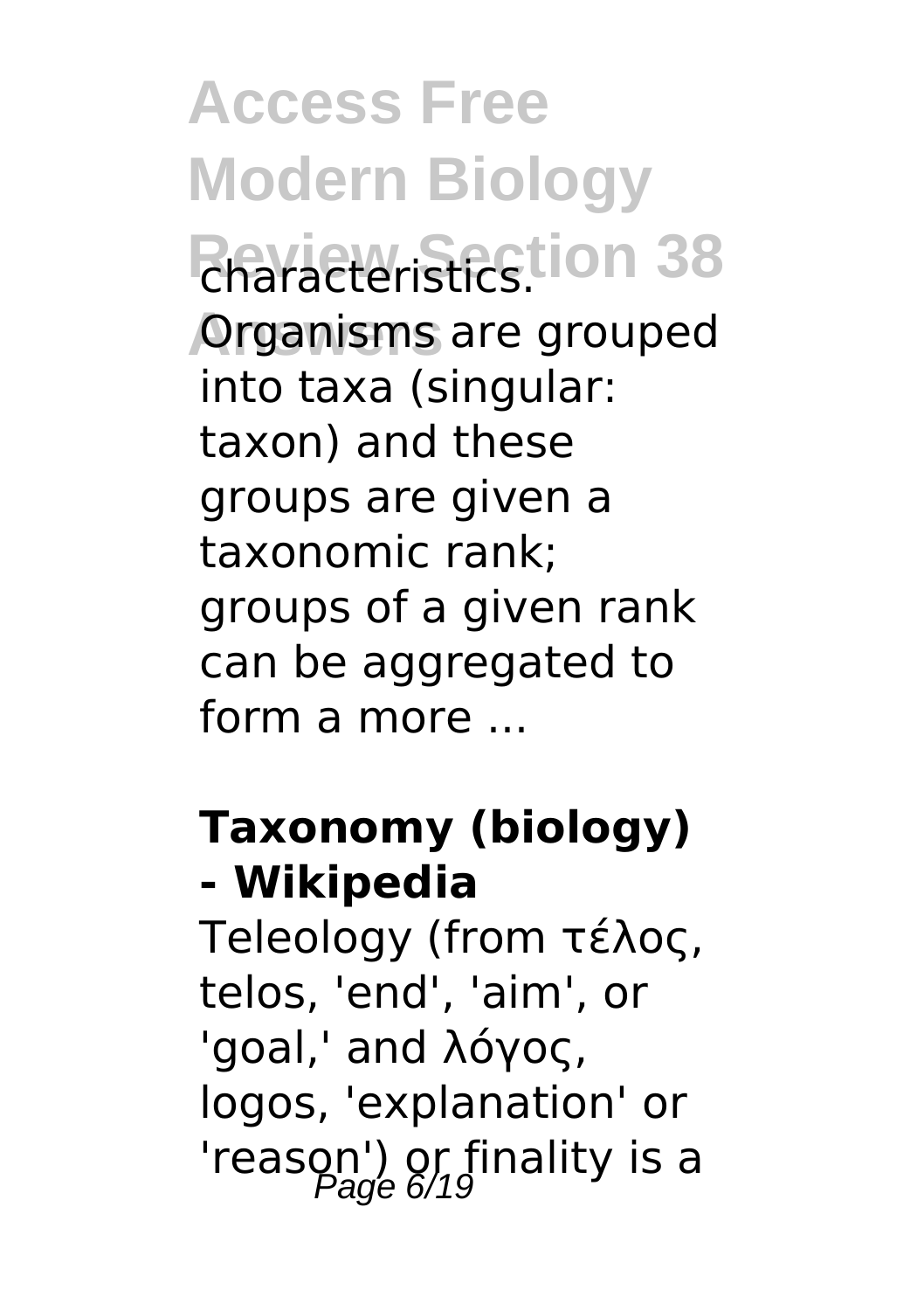characteristics. Organisms are grouped into taxa (singular: taxon) and these groups are given a taxonomic rank; groups of a given rank can be aggregated to form a more ...

**Taxonomy (biology) - Wikipedia**

Teleology (from τέλος, telos, 'end', 'aim', or 'goal,' and λόγος, logos, 'explanation' or 'reason') or finality is a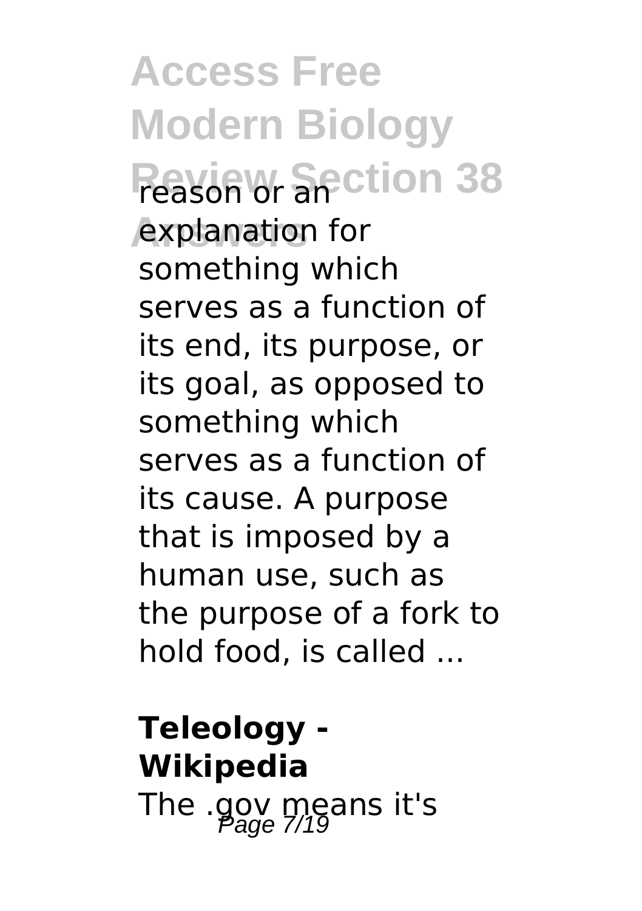reason or an explanation for something which serves as a function of its end, its purpose, or its goal, as opposed to something which serves as a function of its cause. A purpose that is imposed by a human use, such as the purpose of a fork to hold food, is called ...

**Teleology - Wikipedia**

The .gov means it's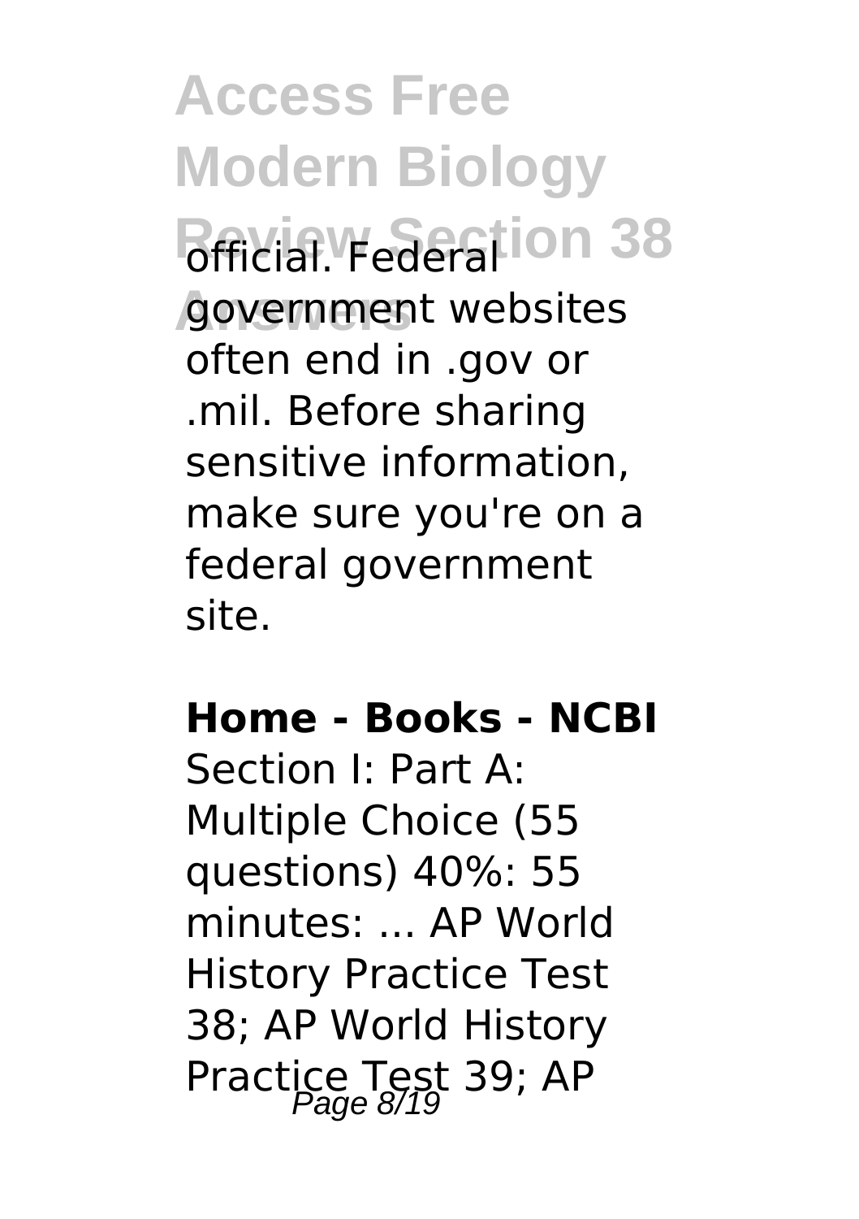official. Federal government websites often end in .gov or .mil. Before sharing sensitive information, make sure you're on a federal government site.

**Home - Books - NCBI**

Section I: Part A: Multiple Choice (55 questions) 40%: 55 minutes: ... AP World History Practice Test 38; AP World History Practice Test 39; AP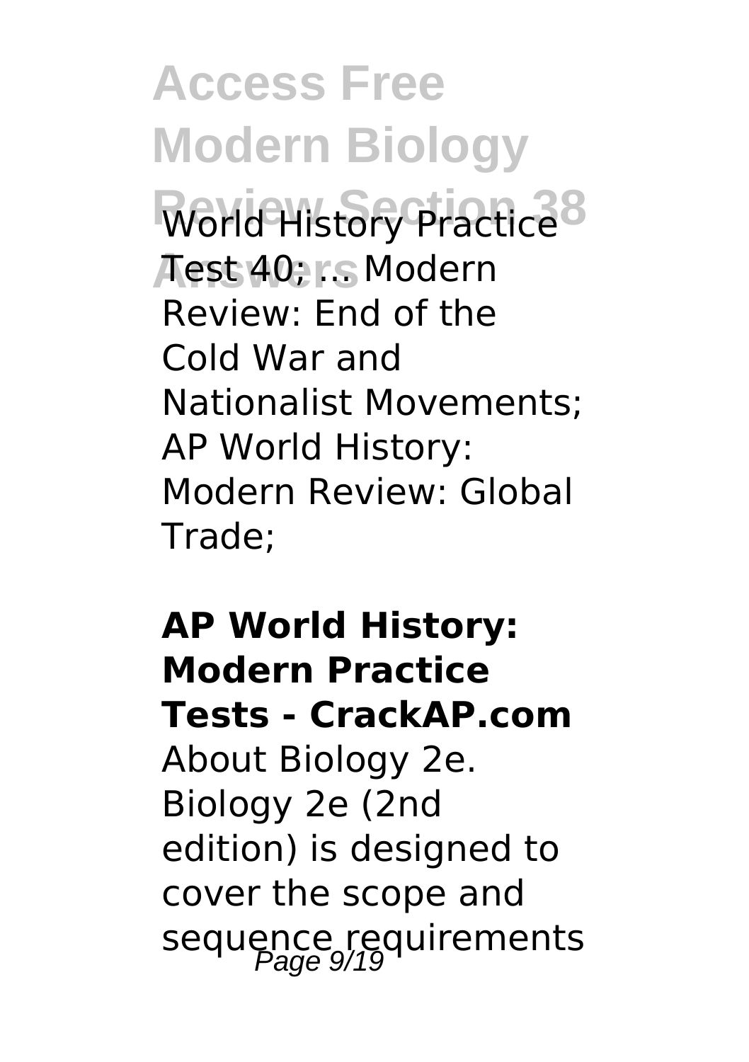World History Practice Test 40; ... Modern Review: End of the Cold War and Nationalist Movements; AP World History: Modern Review: Global Trade;

**AP World History: Modern Practice Tests - CrackAP.com**

About Biology 2e. Biology 2e (2nd edition) is designed to cover the scope and sequence requirements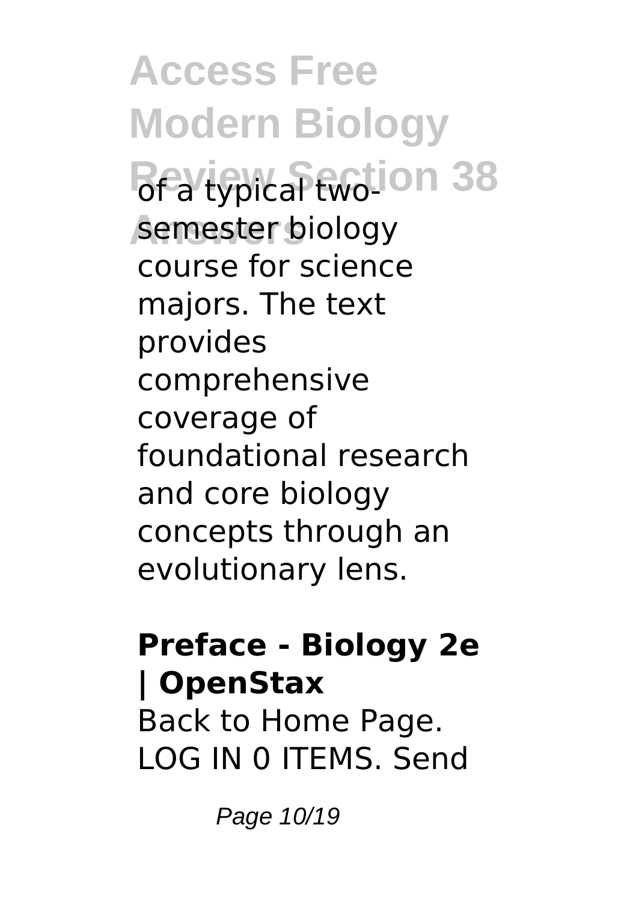of a typical two-semester biology course for science majors. The text provides comprehensive coverage of foundational research and core biology concepts through an evolutionary lens.

**Preface - Biology 2e | OpenStax**

Back to Home Page. LOG IN 0 ITEMS. Send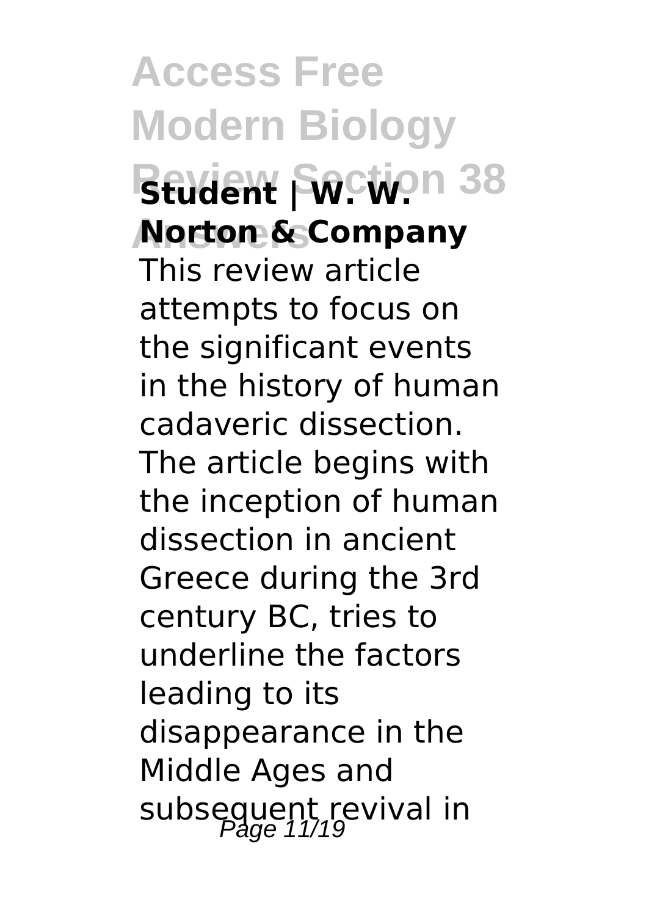**Student | W. W. Norton & Company**

This review article attempts to focus on the significant events in the history of human cadaveric dissection. The article begins with the inception of human dissection in ancient Greece during the 3rd century BC, tries to underline the factors leading to its disappearance in the Middle Ages and subsequent revival in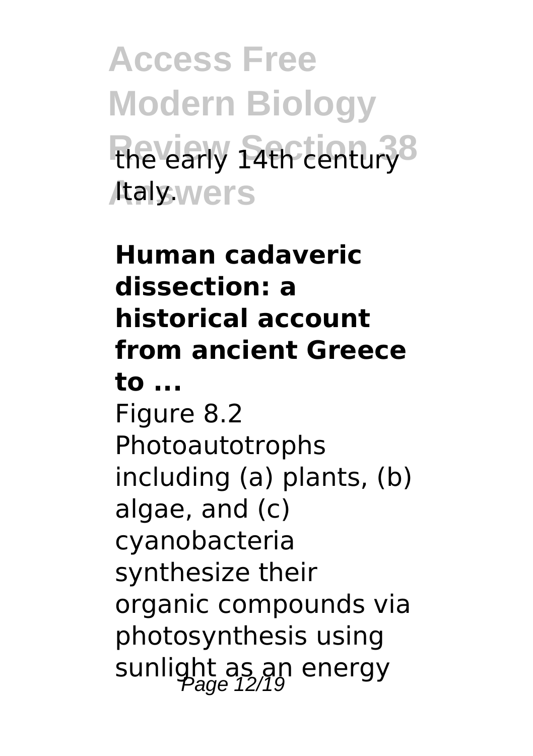the early 14th century Italy.

**Human cadaveric dissection: a historical account from ancient Greece to ...**

Figure 8.2 Photoautotrophs including (a) plants, (b) algae, and (c) cyanobacteria synthesize their organic compounds via photosynthesis using sunlight as an energy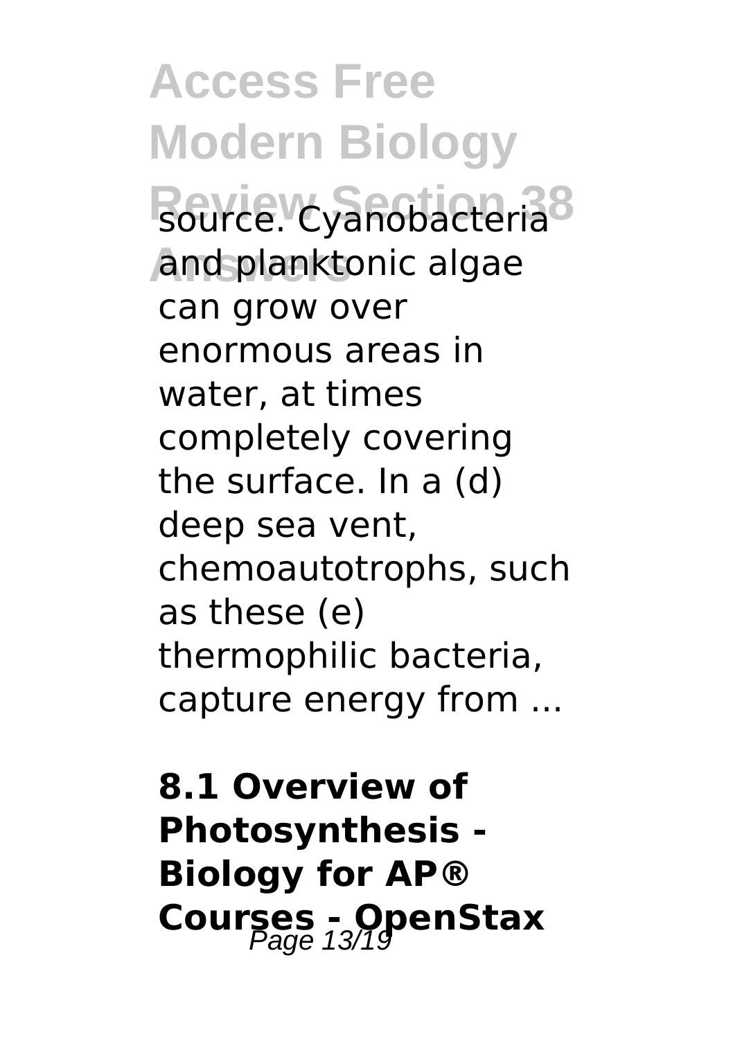source. Cyanobacteria and planktonic algae can grow over enormous areas in water, at times completely covering the surface. In a (d) deep sea vent, chemoautotrophs, such as these (e) thermophilic bacteria, capture energy from ...

**8.1 Overview of Photosynthesis - Biology for AP® Courses - OpenStax**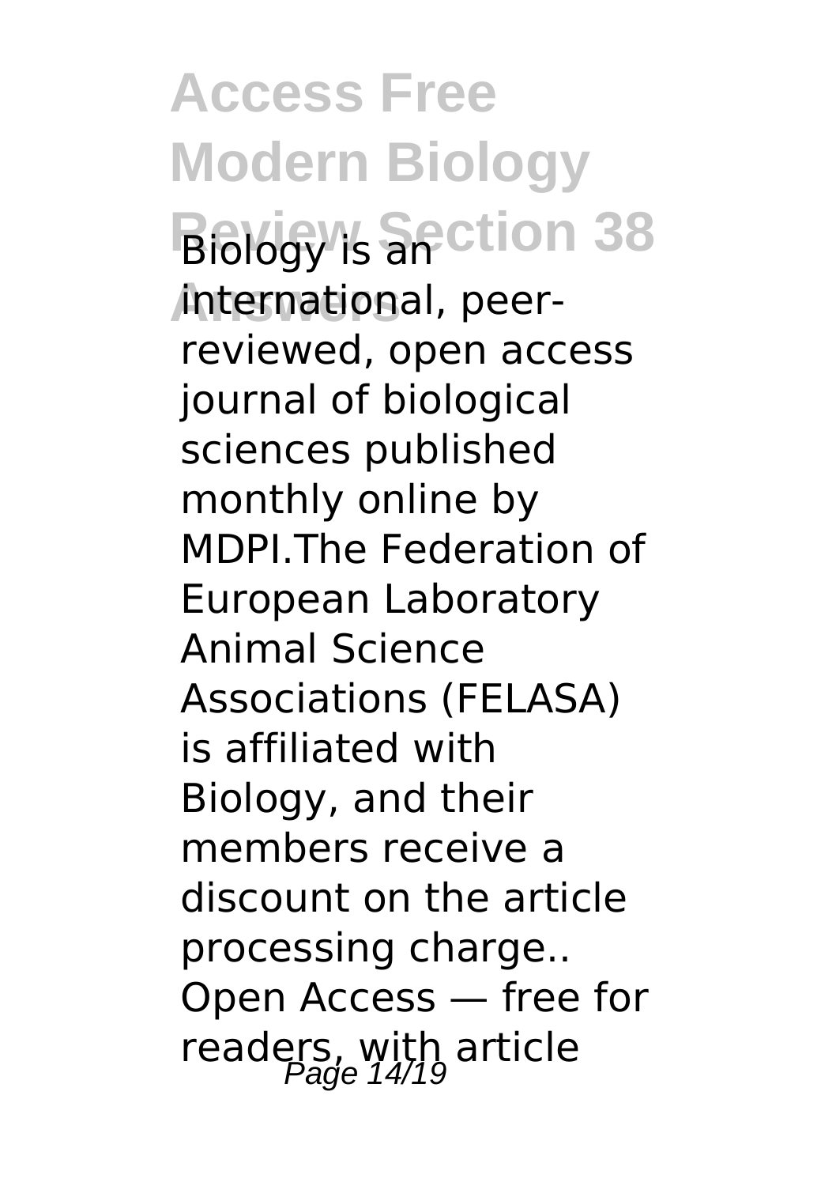Biology is an international, peer-reviewed, open access journal of biological sciences published monthly online by MDPI.The Federation of European Laboratory Animal Science Associations (FELASA) is affiliated with Biology, and their members receive a discount on the article processing charge.. Open Access — free for readers, with article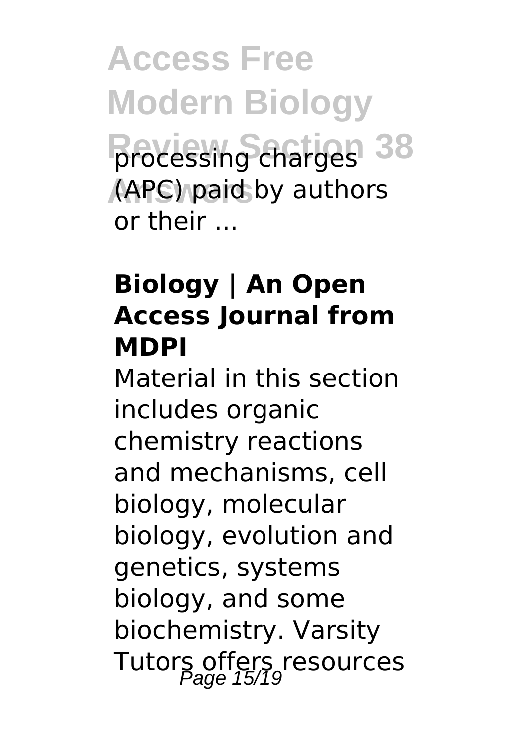processing charges (APC) paid by authors or their ...

## Biology | An Open Access Journal from MDPI

Material in this section includes organic chemistry reactions and mechanisms, cell biology, molecular biology, evolution and genetics, systems biology, and some biochemistry. Varsity Tutors offers resources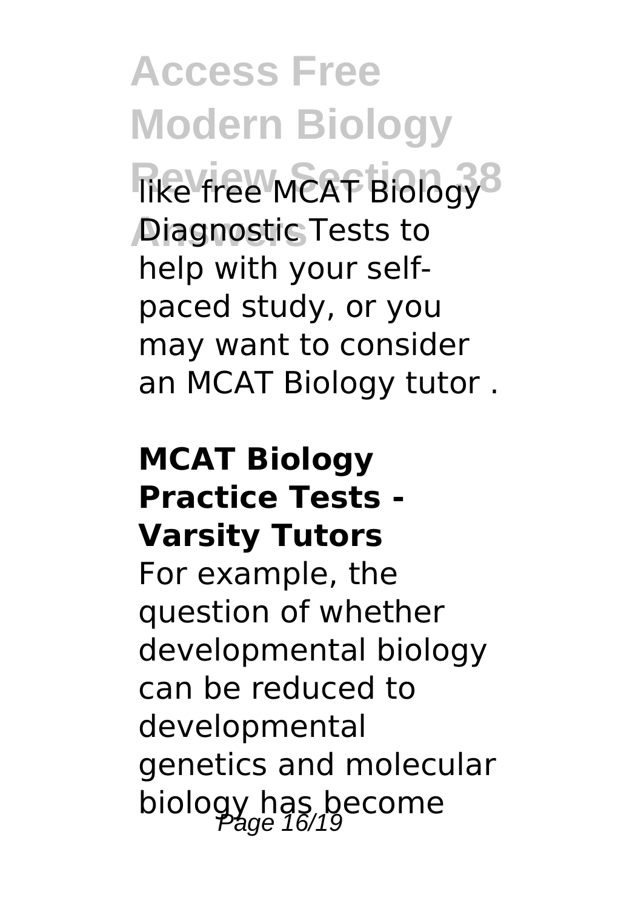like free MCAT Biology Diagnostic Tests to help with your self-paced study, or you may want to consider an MCAT Biology tutor .

**MCAT Biology Practice Tests - Varsity Tutors**

For example, the question of whether developmental biology can be reduced to developmental genetics and molecular biology has become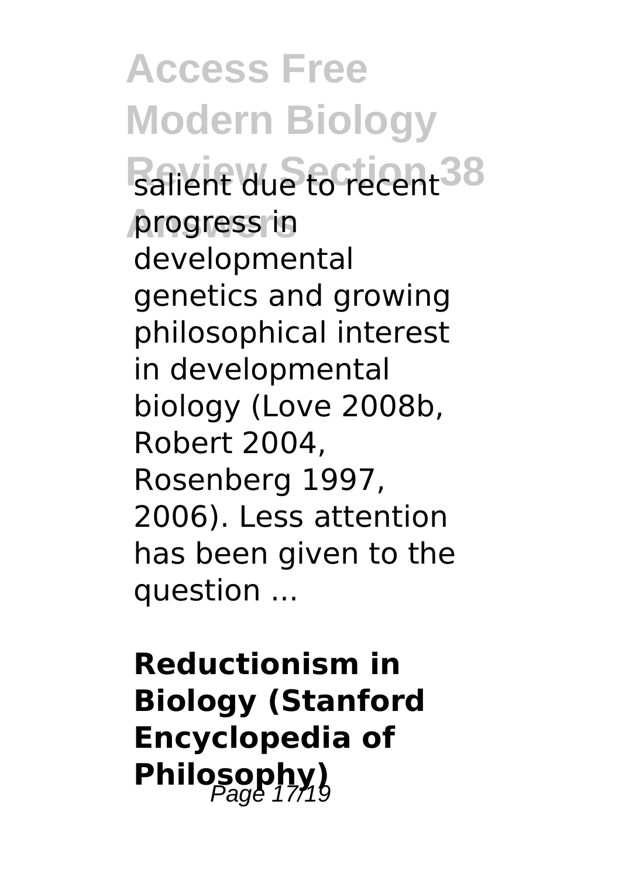salient due to recent progress in developmental genetics and growing philosophical interest in developmental biology (Love 2008b, Robert 2004, Rosenberg 1997, 2006). Less attention has been given to the question ...

**Reductionism in Biology (Stanford Encyclopedia of Philosophy)**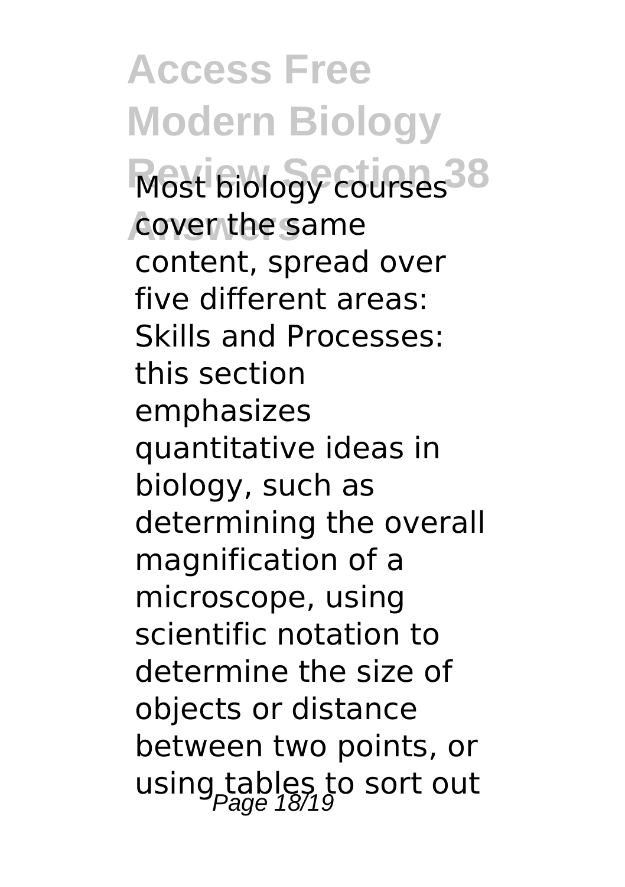Most biology courses cover the same content, spread over five different areas: Skills and Processes: this section emphasizes quantitative ideas in biology, such as determining the overall magnification of a microscope, using scientific notation to determine the size of objects or distance between two points, or using tables to sort out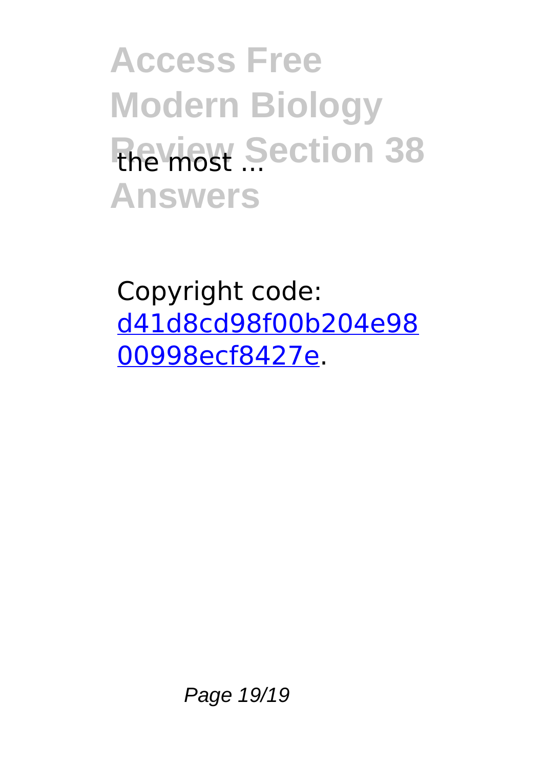the most ...

Copyright code: [d41d8cd98f00b204e9800998ecf8427e](d41d8cd98f00b204e9800998ecf8427e).